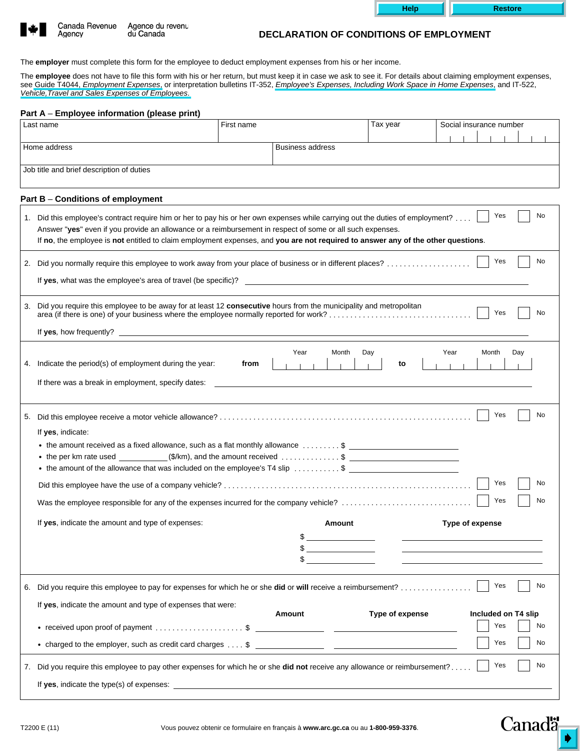Canada Revenue Agency / Agence du revenu du Canada

# DECLARATION OF CONDITIONS OF EMPLOYMENT

The **employer** must complete this form for the employee to deduct employment expenses from his or her income.

The **employee** does not have to file this form with his or her return, but must keep it in case we ask to see it. For details about claiming employment expenses, see Guide T4044, *Employment Expenses*, or interpretation bulletins IT-352, *Employee's Expenses, Including Work Space in Home Expenses*, and IT-522, *Vehicle,Travel and Sales Expenses of Employees*.

## Part A – Employee information (please print)

| Last name | First name | Tax year | Social insurance number |
|---|---|---|---|
| | | | |

| Home address | Business address |
|---|---|
| | |

Job title and brief description of duties

## Part B – Conditions of employment

1. Did this employee's contract require him or her to pay his or her own expenses while carrying out the duties of employment? . . . . ☐ Yes ☐ No
   Answer "**yes**" even if you provide an allowance or a reimbursement in respect of some or all such expenses.
   If **no**, the employee is **not** entitled to claim employment expenses, and **you are not required to answer any of the other questions**.

2. Did you normally require this employee to work away from your place of business or in different places? . . . . . . . . . . . . . . . . . . . . ☐ Yes ☐ No
   If **yes**, what was the employee's area of travel (be specific)? ____________________

3. Did you require this employee to be away for at least 12 **consecutive** hours from the municipality and metropolitan area (if there is one) of your business where the employee normally reported for work? . . . . . . . . . . . . . . . . . . . . . . . . . . . . . . . . . . . ☐ Yes ☐ No
   If **yes**, how frequently? ____________________

4. Indicate the period(s) of employment during the year: **from** Year ____ Month ____ Day ____ **to** Year ____ Month ____ Day ____
   If there was a break in employment, specify dates: ____________________

5. Did this employee receive a motor vehicle allowance? . . . . . . . . . . . . . . . . . . . . . . . . . . . . . . . . . . . . . . . . . . . . . . . . . . . . . . . . . . . . . ☐ Yes ☐ No
   If **yes**, indicate:
   - the amount received as a fixed allowance, such as a flat monthly allowance . . . . . . . . . $ ____________
   - the per km rate used ____________($/km), and the amount received . . . . . . . . . . . . . . $ ____________
   - the amount of the allowance that was included on the employee's T4 slip . . . . . . . . . . . $ ____________

   Did this employee have the use of a company vehicle? . . . . . . . . . . . . . . . . . . . . . . . . . . . . . . . . . . . . . . . . . . . . . . . . . . . . . . . . . . . . . ☐ Yes ☐ No

   Was the employee responsible for any of the expenses incurred for the company vehicle? . . . . . . . . . . . . . . . . . . . . . . . . . . . . . . . . ☐ Yes ☐ No

   If **yes**, indicate the amount and type of expenses:

   | Amount | Type of expense |
   |---|---|
   | $ | |
   | $ | |
   | $ | |

6. Did you require this employee to pay for expenses for which he or she **did** or **will** receive a reimbursement? . . . . . . . . . . . . . . . . . ☐ Yes ☐ No
   If **yes**, indicate the amount and type of expenses that were:

   | | Amount | Type of expense | Included on T4 slip |
   |---|---|---|---|
   | • received upon proof of payment . . . . . . . . . . . . . . . . . . . . . | $ | | ☐ Yes ☐ No |
   | • charged to the employer, such as credit card charges . . . . | $ | | ☐ Yes ☐ No |

7. Did you require this employee to pay other expenses for which he or she **did not** receive any allowance or reimbursement? . . . . . ☐ Yes ☐ No
   If **yes**, indicate the type(s) of expenses: ____________________

T2200 E (11)

Vous pouvez obtenir ce formulaire en français à **www.arc.gc.ca** ou au **1-800-959-3376**.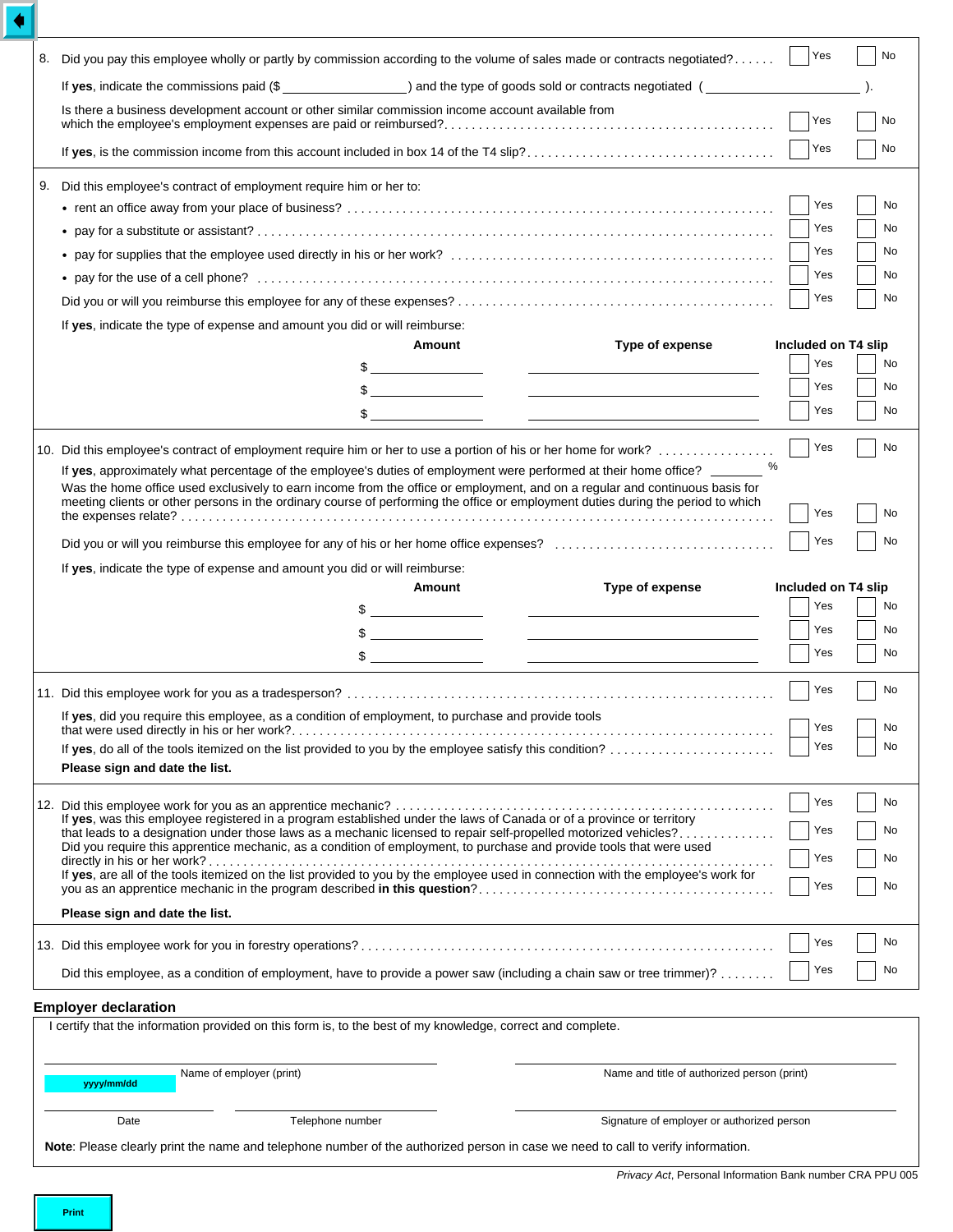8. Did you pay this employee wholly or partly by commission according to the volume of sales made or contracts negotiated? ☐ Yes ☐ No

If **yes**, indicate the commissions paid ($ ________________ ) and the type of goods sold or contracts negotiated ( ____________________ ).

Is there a business development account or other similar commission income account available from which the employee's employment expenses are paid or reimbursed? ☐ Yes ☐ No

If **yes**, is the commission income from this account included in box 14 of the T4 slip? ☐ Yes ☐ No

9. Did this employee's contract of employment require him or her to:

- rent an office away from your place of business? ☐ Yes ☐ No
- pay for a substitute or assistant? ☐ Yes ☐ No
- pay for supplies that the employee used directly in his or her work? ☐ Yes ☐ No
- pay for the use of a cell phone? ☐ Yes ☐ No

Did you or will you reimburse this employee for any of these expenses? ☐ Yes ☐ No

If **yes**, indicate the type of expense and amount you did or will reimburse:

| Amount | Type of expense | Included on T4 slip |
|---|---|---|
| $ ________ | ________ | ☐ Yes ☐ No |
| $ ________ | ________ | ☐ Yes ☐ No |
| $ ________ | ________ | ☐ Yes ☐ No |

10. Did this employee's contract of employment require him or her to use a portion of his or her home for work? ☐ Yes ☐ No

If **yes**, approximately what percentage of the employee's duties of employment were performed at their home office? ______ %

Was the home office used exclusively to earn income from the office or employment, and on a regular and continuous basis for meeting clients or other persons in the ordinary course of performing the office or employment duties during the period to which the expenses relate? ☐ Yes ☐ No

Did you or will you reimburse this employee for any of his or her home office expenses? ☐ Yes ☐ No

If **yes**, indicate the type of expense and amount you did or will reimburse:

| Amount | Type of expense | Included on T4 slip |
|---|---|---|
| $ ________ | ________ | ☐ Yes ☐ No |
| $ ________ | ________ | ☐ Yes ☐ No |
| $ ________ | ________ | ☐ Yes ☐ No |

11. Did this employee work for you as a tradesperson? ☐ Yes ☐ No

If **yes**, did you require this employee, as a condition of employment, to purchase and provide tools that were used directly in his or her work? ☐ Yes ☐ No

If **yes**, do all of the tools itemized on the list provided to you by the employee satisfy this condition? ☐ Yes ☐ No

**Please sign and date the list.**

12. Did this employee work for you as an apprentice mechanic? ☐ Yes ☐ No

If **yes**, was this employee registered in a program established under the laws of Canada or of a province or territory that leads to a designation under those laws as a mechanic licensed to repair self-propelled motorized vehicles? ☐ Yes ☐ No

Did you require this apprentice mechanic, as a condition of employment, to purchase and provide tools that were used directly in his or her work? ☐ Yes ☐ No

If **yes**, are all of the tools itemized on the list provided to you by the employee used in connection with the employee's work for you as an apprentice mechanic in the program described **in this question**? ☐ Yes ☐ No

**Please sign and date the list.**

13. Did this employee work for you in forestry operations? ☐ Yes ☐ No

Did this employee, as a condition of employment, have to provide a power saw (including a chain saw or tree trimmer)? ☐ Yes ☐ No

## Employer declaration

I certify that the information provided on this form is, to the best of my knowledge, correct and complete.

Name of employer (print) ____________________

Name and title of authorized person (print) ____________________

Date (yyyy/mm/dd) ____________

Telephone number ____________

Signature of employer or authorized person ____________________

**Note**: Please clearly print the name and telephone number of the authorized person in case we need to call to verify information.

*Privacy Act*, Personal Information Bank number CRA PPU 005

Print